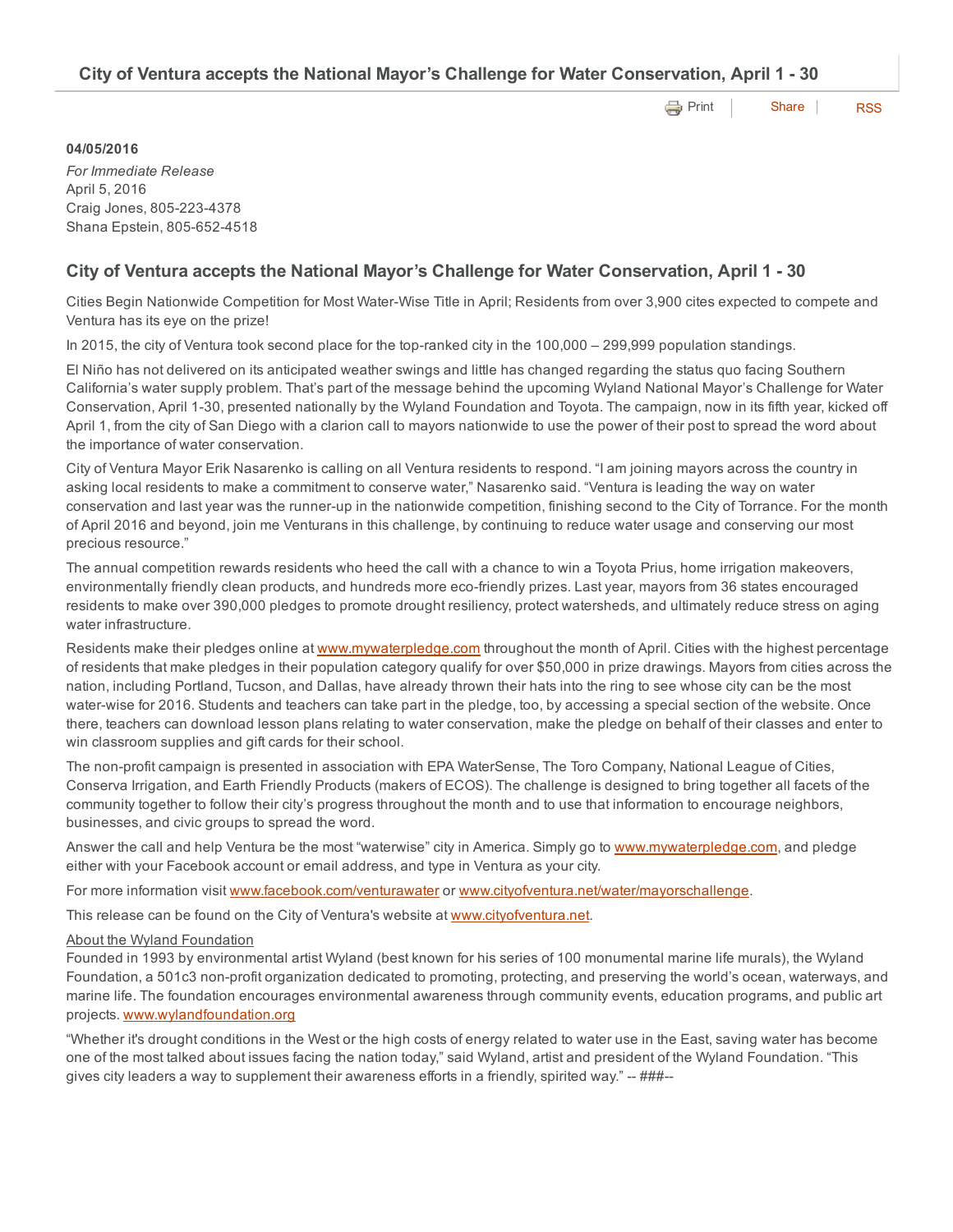## City of Ventura accepts the National Mayor's Challenge for Water Conservation, April 1 - 30

Print | Share | RSS

**04/05/2016**

*For Immediate Release*
April 5, 2016
Craig Jones, 805-223-4378
Shana Epstein, 805-652-4518

## City of Ventura accepts the National Mayor's Challenge for Water Conservation, April 1 - 30

Cities Begin Nationwide Competition for Most Water-Wise Title in April; Residents from over 3,900 cites expected to compete and Ventura has its eye on the prize!

In 2015, the city of Ventura took second place for the top-ranked city in the 100,000 – 299,999 population standings.

El Niño has not delivered on its anticipated weather swings and little has changed regarding the status quo facing Southern California's water supply problem. That's part of the message behind the upcoming Wyland National Mayor's Challenge for Water Conservation, April 1-30, presented nationally by the Wyland Foundation and Toyota. The campaign, now in its fifth year, kicked off April 1, from the city of San Diego with a clarion call to mayors nationwide to use the power of their post to spread the word about the importance of water conservation.

City of Ventura Mayor Erik Nasarenko is calling on all Ventura residents to respond. "I am joining mayors across the country in asking local residents to make a commitment to conserve water," Nasarenko said. "Ventura is leading the way on water conservation and last year was the runner-up in the nationwide competition, finishing second to the City of Torrance. For the month of April 2016 and beyond, join me Venturans in this challenge, by continuing to reduce water usage and conserving our most precious resource."

The annual competition rewards residents who heed the call with a chance to win a Toyota Prius, home irrigation makeovers, environmentally friendly clean products, and hundreds more eco-friendly prizes. Last year, mayors from 36 states encouraged residents to make over 390,000 pledges to promote drought resiliency, protect watersheds, and ultimately reduce stress on aging water infrastructure.

Residents make their pledges online at [www.mywaterpledge.com](http://www.mywaterpledge.com) throughout the month of April. Cities with the highest percentage of residents that make pledges in their population category qualify for over $50,000 in prize drawings. Mayors from cities across the nation, including Portland, Tucson, and Dallas, have already thrown their hats into the ring to see whose city can be the most water-wise for 2016. Students and teachers can take part in the pledge, too, by accessing a special section of the website. Once there, teachers can download lesson plans relating to water conservation, make the pledge on behalf of their classes and enter to win classroom supplies and gift cards for their school.

The non-profit campaign is presented in association with EPA WaterSense, The Toro Company, National League of Cities, Conserva Irrigation, and Earth Friendly Products (makers of ECOS). The challenge is designed to bring together all facets of the community together to follow their city's progress throughout the month and to use that information to encourage neighbors, businesses, and civic groups to spread the word.

Answer the call and help Ventura be the most "waterwise" city in America. Simply go to [www.mywaterpledge.com](http://www.mywaterpledge.com), and pledge either with your Facebook account or email address, and type in Ventura as your city.

For more information visit [www.facebook.com/venturawater](http://www.facebook.com/venturawater) or [www.cityofventura.net/water/mayorschallenge](http://www.cityofventura.net/water/mayorschallenge).

This release can be found on the City of Ventura's website at [www.cityofventura.net](http://www.cityofventura.net).

About the Wyland Foundation
Founded in 1993 by environmental artist Wyland (best known for his series of 100 monumental marine life murals), the Wyland Foundation, a 501c3 non-profit organization dedicated to promoting, protecting, and preserving the world's ocean, waterways, and marine life. The foundation encourages environmental awareness through community events, education programs, and public art projects. [www.wylandfoundation.org](http://www.wylandfoundation.org)

"Whether it's drought conditions in the West or the high costs of energy related to water use in the East, saving water has become one of the most talked about issues facing the nation today," said Wyland, artist and president of the Wyland Foundation. "This gives city leaders a way to supplement their awareness efforts in a friendly, spirited way." -- ###--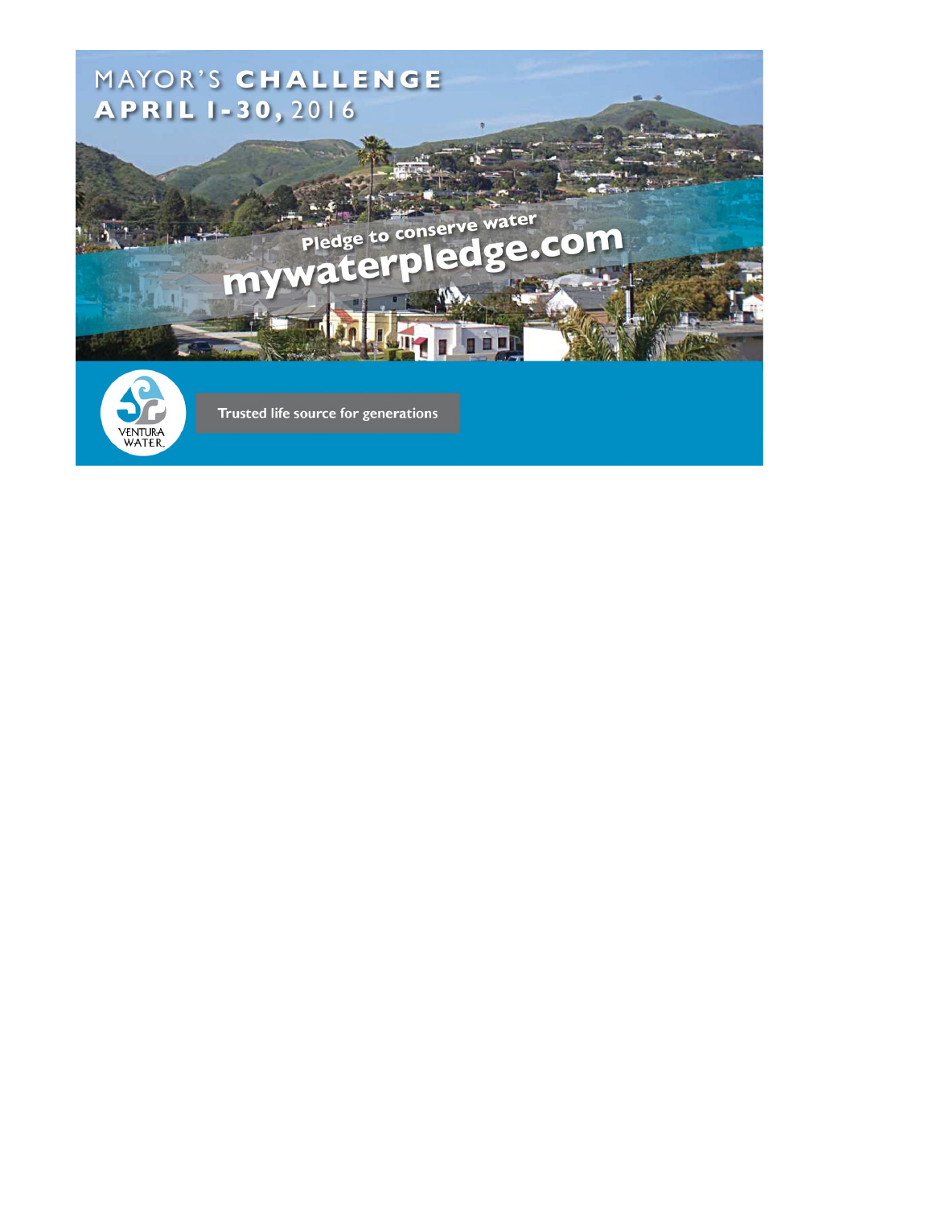# MAYOR'S CHALLENGE
## APRIL 1-30, 2016

Pledge to conserve water

**mywaterpledge.com**

VENTURA WATER

Trusted life source for generations